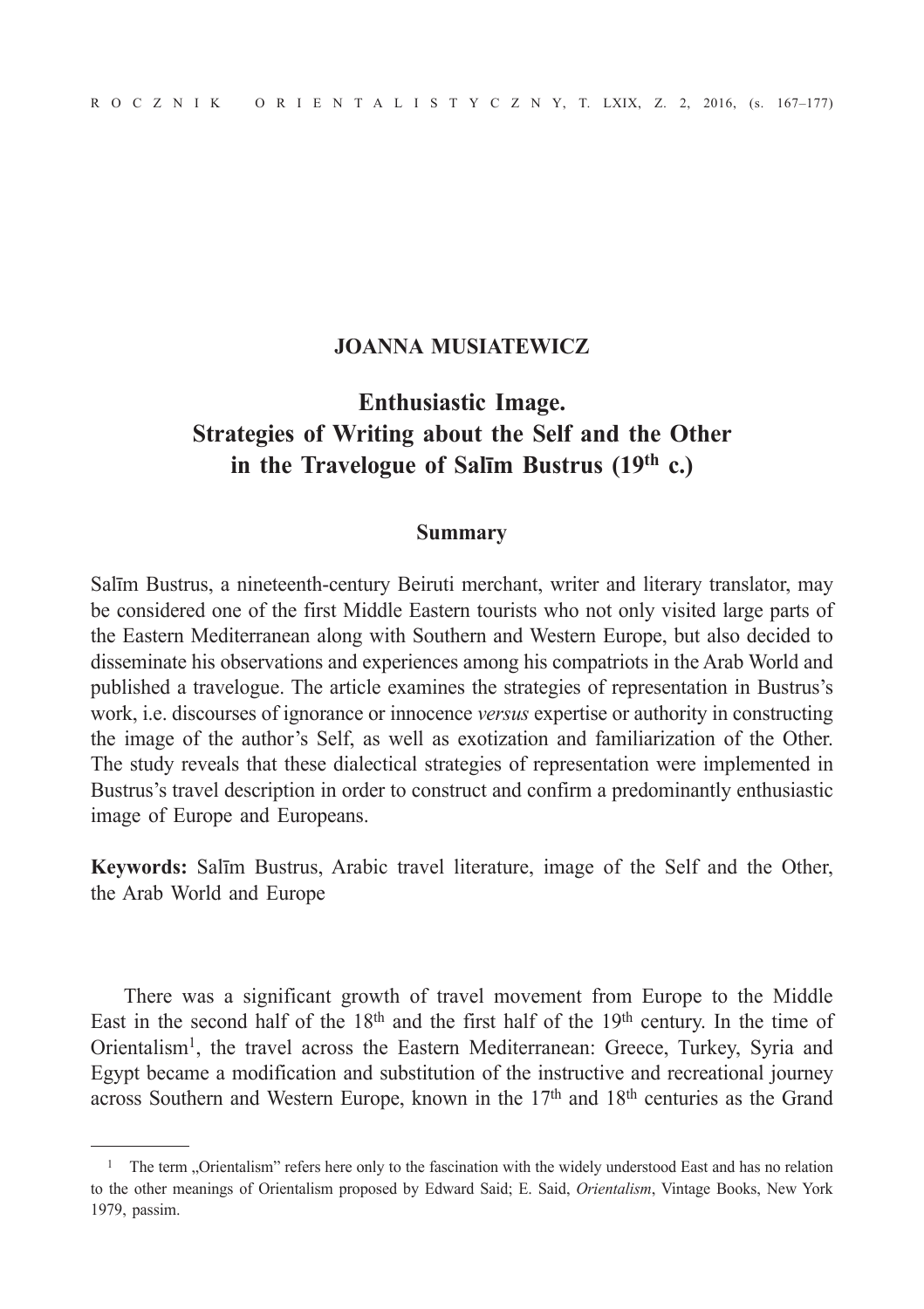**JOANNA MUSIATEWICZ**

# Enthusiastic Image. Strategies of Writing about the Self and the Other in the Travelogue of Salīm Bustrus (19th c.)

## Summary

Salīm Bustrus, a nineteenth-century Beiruti merchant, writer and literary translator, may be considered one of the first Middle Eastern tourists who not only visited large parts of the Eastern Mediterranean along with Southern and Western Europe, but also decided to disseminate his observations and experiences among his compatriots in the Arab World and published a travelogue. The article examines the strategies of representation in Bustrus's work, i.e. discourses of ignorance or innocence *versus* expertise or authority in constructing the image of the author's Self, as well as exotization and familiarization of the Other. The study reveals that these dialectical strategies of representation were implemented in Bustrus's travel description in order to construct and confirm a predominantly enthusiastic image of Europe and Europeans.

**Keywords:** Salīm Bustrus, Arabic travel literature, image of the Self and the Other, the Arab World and Europe

There was a significant growth of travel movement from Europe to the Middle East in the second half of the 18th and the first half of the 19th century. In the time of Orientalism[1], the travel across the Eastern Mediterranean: Greece, Turkey, Syria and Egypt became a modification and substitution of the instructive and recreational journey across Southern and Western Europe, known in the 17th and 18th centuries as the Grand

---

[1] The term „Orientalism" refers here only to the fascination with the widely understood East and has no relation to the other meanings of Orientalism proposed by Edward Said; E. Said, *Orientalism*, Vintage Books, New York 1979, passim.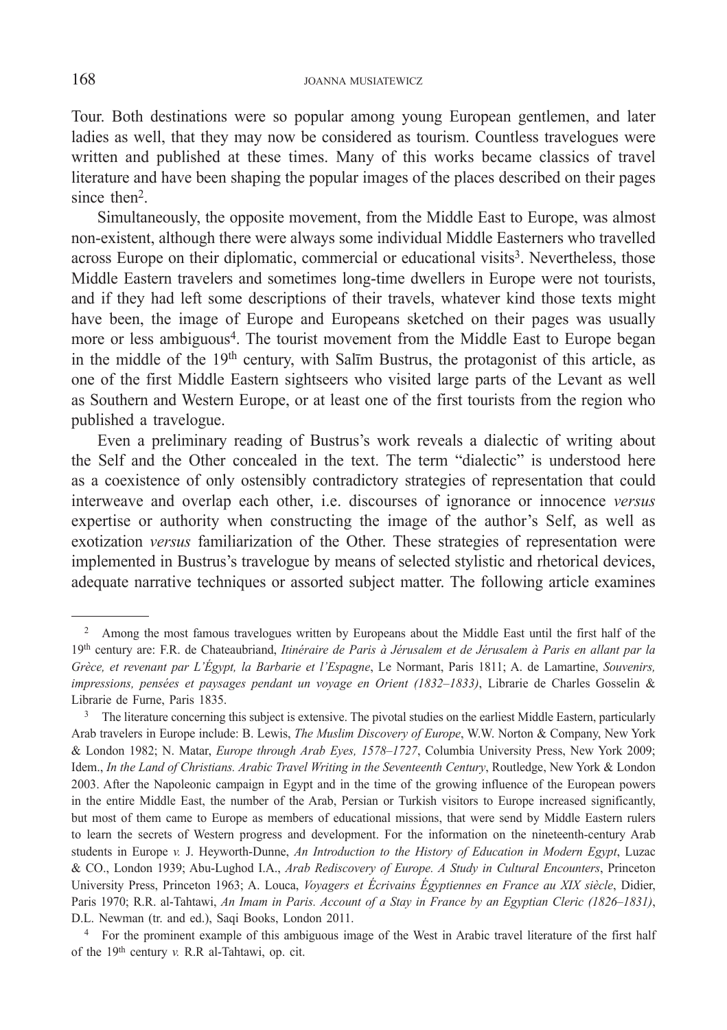Tour. Both destinations were so popular among young European gentlemen, and later ladies as well, that they may now be considered as tourism. Countless travelogues were written and published at these times. Many of this works became classics of travel literature and have been shaping the popular images of the places described on their pages since then[2].

Simultaneously, the opposite movement, from the Middle East to Europe, was almost non-existent, although there were always some individual Middle Easterners who travelled across Europe on their diplomatic, commercial or educational visits[3]. Nevertheless, those Middle Eastern travelers and sometimes long-time dwellers in Europe were not tourists, and if they had left some descriptions of their travels, whatever kind those texts might have been, the image of Europe and Europeans sketched on their pages was usually more or less ambiguous[4]. The tourist movement from the Middle East to Europe began in the middle of the 19th century, with Salīm Bustrus, the protagonist of this article, as one of the first Middle Eastern sightseers who visited large parts of the Levant as well as Southern and Western Europe, or at least one of the first tourists from the region who published a travelogue.

Even a preliminary reading of Bustrus's work reveals a dialectic of writing about the Self and the Other concealed in the text. The term "dialectic" is understood here as a coexistence of only ostensibly contradictory strategies of representation that could interweave and overlap each other, i.e. discourses of ignorance or innocence *versus* expertise or authority when constructing the image of the author's Self, as well as exotization *versus* familiarization of the Other. These strategies of representation were implemented in Bustrus's travelogue by means of selected stylistic and rhetorical devices, adequate narrative techniques or assorted subject matter. The following article examines

---

[2] Among the most famous travelogues written by Europeans about the Middle East until the first half of the 19th century are: F.R. de Chateaubriand, *Itinéraire de Paris à Jérusalem et de Jérusalem à Paris en allant par la Grèce, et revenant par L'Égypt, la Barbarie et l'Espagne*, Le Normant, Paris 1811; A. de Lamartine, *Souvenirs, impressions, pensées et paysages pendant un voyage en Orient (1832–1833)*, Librarie de Charles Gosselin & Librarie de Furne, Paris 1835.

[3] The literature concerning this subject is extensive. The pivotal studies on the earliest Middle Eastern, particularly Arab travelers in Europe include: B. Lewis, *The Muslim Discovery of Europe*, W.W. Norton & Company, New York & London 1982; N. Matar, *Europe through Arab Eyes, 1578–1727*, Columbia University Press, New York 2009; Idem., *In the Land of Christians. Arabic Travel Writing in the Seventeenth Century*, Routledge, New York & London 2003. After the Napoleonic campaign in Egypt and in the time of the growing influence of the European powers in the entire Middle East, the number of the Arab, Persian or Turkish visitors to Europe increased significantly, but most of them came to Europe as members of educational missions, that were send by Middle Eastern rulers to learn the secrets of Western progress and development. For the information on the nineteenth-century Arab students in Europe *v.* J. Heyworth-Dunne, *An Introduction to the History of Education in Modern Egypt*, Luzac & CO., London 1939; Abu-Lughod I.A., *Arab Rediscovery of Europe. A Study in Cultural Encounters*, Princeton University Press, Princeton 1963; A. Louca, *Voyagers et Écrivains Égyptiennes en France au XIX siècle*, Didier, Paris 1970; R.R. al-Tahtawi, *An Imam in Paris. Account of a Stay in France by an Egyptian Cleric (1826–1831)*, D.L. Newman (tr. and ed.), Saqi Books, London 2011.

[4] For the prominent example of this ambiguous image of the West in Arabic travel literature of the first half of the 19th century *v.* R.R al-Tahtawi, op. cit.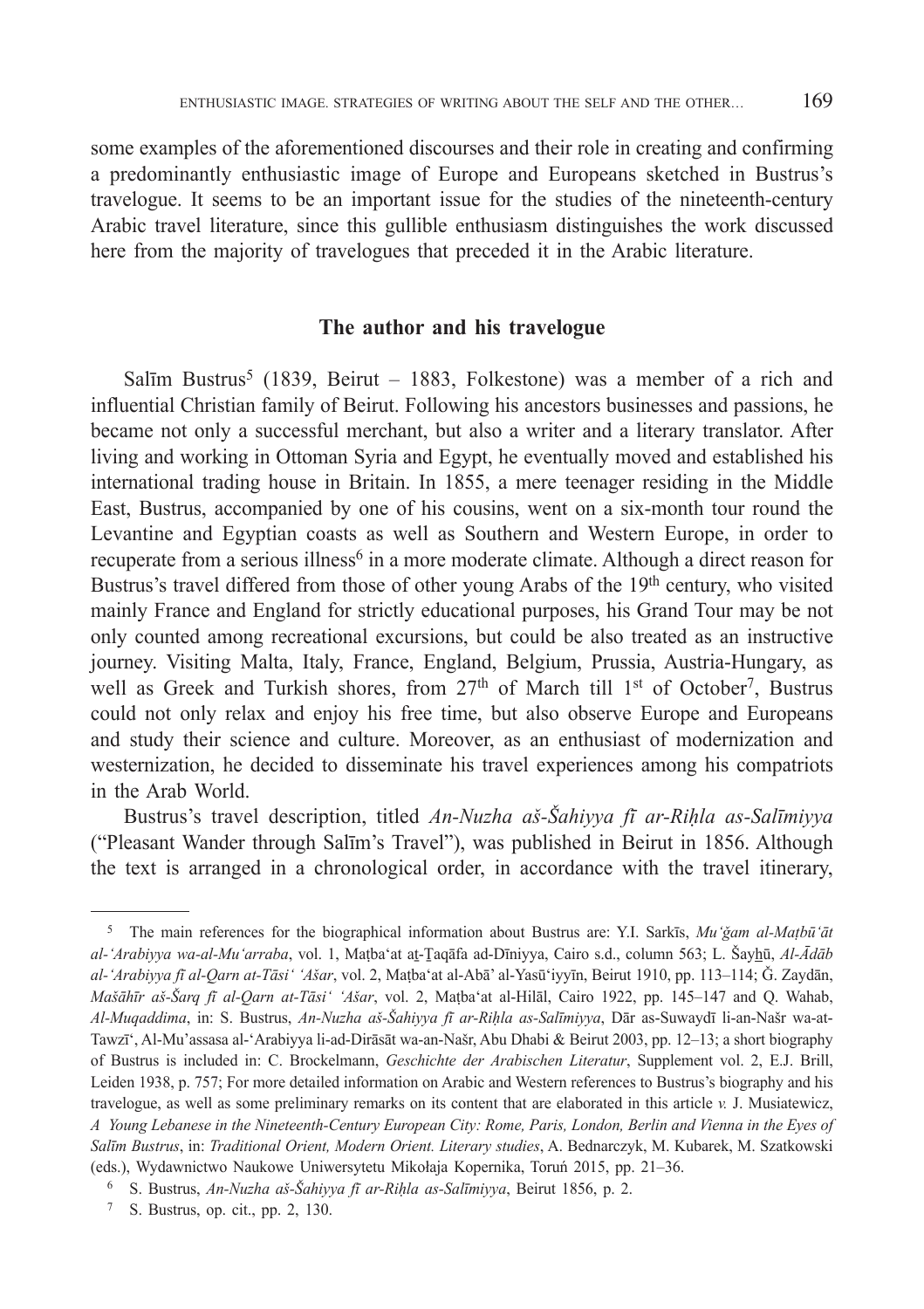some examples of the aforementioned discourses and their role in creating and confirming a predominantly enthusiastic image of Europe and Europeans sketched in Bustrus's travelogue. It seems to be an important issue for the studies of the nineteenth-century Arabic travel literature, since this gullible enthusiasm distinguishes the work discussed here from the majority of travelogues that preceded it in the Arabic literature.

## The author and his travelogue

Salīm Bustrus[5] (1839, Beirut – 1883, Folkestone) was a member of a rich and influential Christian family of Beirut. Following his ancestors businesses and passions, he became not only a successful merchant, but also a writer and a literary translator. After living and working in Ottoman Syria and Egypt, he eventually moved and established his international trading house in Britain. In 1855, a mere teenager residing in the Middle East, Bustrus, accompanied by one of his cousins, went on a six-month tour round the Levantine and Egyptian coasts as well as Southern and Western Europe, in order to recuperate from a serious illness[6] in a more moderate climate. Although a direct reason for Bustrus's travel differed from those of other young Arabs of the 19th century, who visited mainly France and England for strictly educational purposes, his Grand Tour may be not only counted among recreational excursions, but could be also treated as an instructive journey. Visiting Malta, Italy, France, England, Belgium, Prussia, Austria-Hungary, as well as Greek and Turkish shores, from 27th of March till 1st of October[7], Bustrus could not only relax and enjoy his free time, but also observe Europe and Europeans and study their science and culture. Moreover, as an enthusiast of modernization and westernization, he decided to disseminate his travel experiences among his compatriots in the Arab World.

Bustrus's travel description, titled *An-Nuzha aš-Šahiyya fī ar-Riḥla as-Salīmiyya* ("Pleasant Wander through Salīm's Travel"), was published in Beirut in 1856. Although the text is arranged in a chronological order, in accordance with the travel itinerary,

---

[5] The main references for the biographical information about Bustrus are: Y.I. Sarkīs, *Mu'ǧam al-Maṭbū'āt al-'Arabiyya wa-al-Mu'arraba*, vol. 1, Maṭba'at aṯ-Ṯaqāfa ad-Dīniyya, Cairo s.d., column 563; L. Šayḫū, *Al-Ādāb al-'Arabiyya fī al-Qarn at-Tāsi' 'Ašar*, vol. 2, Maṭba'at al-Abā' al-Yasū'iyyīn, Beirut 1910, pp. 113–114; Ǧ. Zaydān, *Mašāhīr aš-Šarq fī al-Qarn at-Tāsi' 'Ašar*, vol. 2, Maṭba'at al-Hilāl, Cairo 1922, pp. 145–147 and Q. Wahab, *Al-Muqaddima*, in: S. Bustrus, *An-Nuzha aš-Šahiyya fī ar-Riḥla as-Salīmiyya*, Dār as-Suwaydī li-an-Našr wa-at-Tawzī', Al-Mu'assasa al-'Arabiyya li-ad-Dirāsāt wa-an-Našr, Abu Dhabi & Beirut 2003, pp. 12–13; a short biography of Bustrus is included in: C. Brockelmann, *Geschichte der Arabischen Literatur*, Supplement vol. 2, E.J. Brill, Leiden 1938, p. 757; For more detailed information on Arabic and Western references to Bustrus's biography and his travelogue, as well as some preliminary remarks on its content that are elaborated in this article *v.* J. Musiatewicz, *A Young Lebanese in the Nineteenth-Century European City: Rome, Paris, London, Berlin and Vienna in the Eyes of Salīm Bustrus*, in: *Traditional Orient, Modern Orient. Literary studies*, A. Bednarczyk, M. Kubarek, M. Szatkowski (eds.), Wydawnictwo Naukowe Uniwersytetu Mikołaja Kopernika, Toruń 2015, pp. 21–36.

[6] S. Bustrus, *An-Nuzha aš-Šahiyya fī ar-Riḥla as-Salīmiyya*, Beirut 1856, p. 2.

[7] S. Bustrus, op. cit., pp. 2, 130.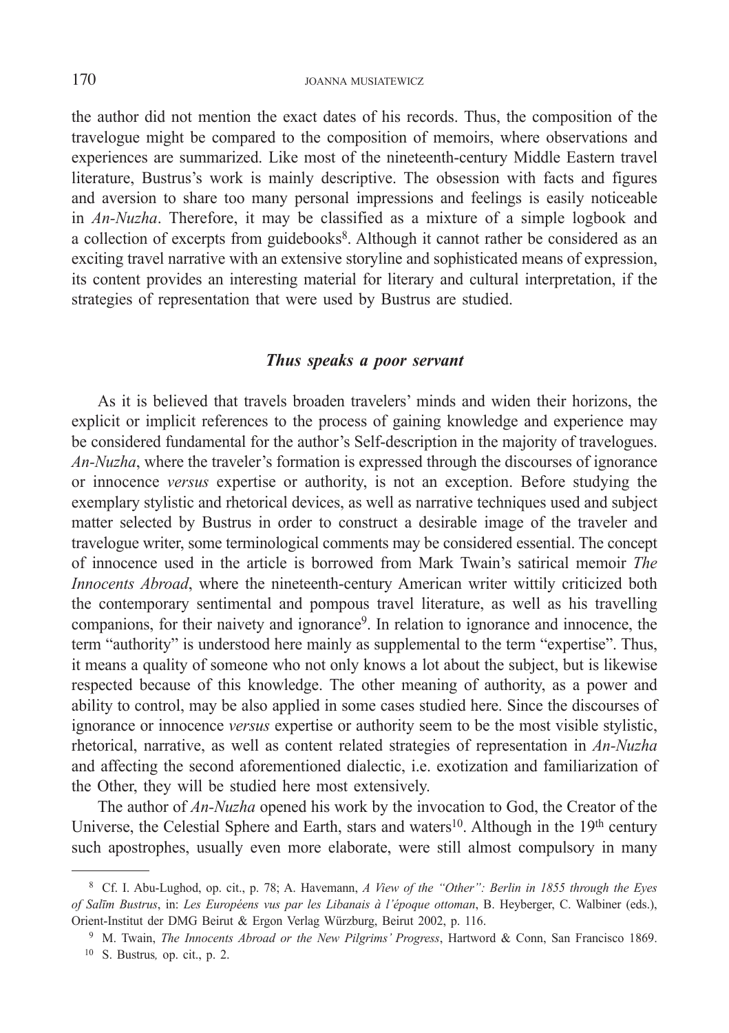the author did not mention the exact dates of his records. Thus, the composition of the travelogue might be compared to the composition of memoirs, where observations and experiences are summarized. Like most of the nineteenth-century Middle Eastern travel literature, Bustrus's work is mainly descriptive. The obsession with facts and figures and aversion to share too many personal impressions and feelings is easily noticeable in *An-Nuzha*. Therefore, it may be classified as a mixture of a simple logbook and a collection of excerpts from guidebooks[8]. Although it cannot rather be considered as an exciting travel narrative with an extensive storyline and sophisticated means of expression, its content provides an interesting material for literary and cultural interpretation, if the strategies of representation that were used by Bustrus are studied.

### *Thus speaks a poor servant*

As it is believed that travels broaden travelers' minds and widen their horizons, the explicit or implicit references to the process of gaining knowledge and experience may be considered fundamental for the author's Self-description in the majority of travelogues. *An-Nuzha*, where the traveler's formation is expressed through the discourses of ignorance or innocence *versus* expertise or authority, is not an exception. Before studying the exemplary stylistic and rhetorical devices, as well as narrative techniques used and subject matter selected by Bustrus in order to construct a desirable image of the traveler and travelogue writer, some terminological comments may be considered essential. The concept of innocence used in the article is borrowed from Mark Twain's satirical memoir *The Innocents Abroad*, where the nineteenth-century American writer wittily criticized both the contemporary sentimental and pompous travel literature, as well as his travelling companions, for their naivety and ignorance[9]. In relation to ignorance and innocence, the term "authority" is understood here mainly as supplemental to the term "expertise". Thus, it means a quality of someone who not only knows a lot about the subject, but is likewise respected because of this knowledge. The other meaning of authority, as a power and ability to control, may be also applied in some cases studied here. Since the discourses of ignorance or innocence *versus* expertise or authority seem to be the most visible stylistic, rhetorical, narrative, as well as content related strategies of representation in *An-Nuzha* and affecting the second aforementioned dialectic, i.e. exotization and familiarization of the Other, they will be studied here most extensively.

The author of *An-Nuzha* opened his work by the invocation to God, the Creator of the Universe, the Celestial Sphere and Earth, stars and waters[10]. Although in the 19th century such apostrophes, usually even more elaborate, were still almost compulsory in many

---

[8] Cf. I. Abu-Lughod, op. cit., p. 78; A. Havemann, *A View of the "Other": Berlin in 1855 through the Eyes of Salīm Bustrus*, in: *Les Européens vus par les Libanais à l'époque ottoman*, B. Heyberger, C. Walbiner (eds.), Orient-Institut der DMG Beirut & Ergon Verlag Würzburg, Beirut 2002, p. 116.

[9] M. Twain, *The Innocents Abroad or the New Pilgrims' Progress*, Hartword & Conn, San Francisco 1869.

[10] S. Bustrus, op. cit., p. 2.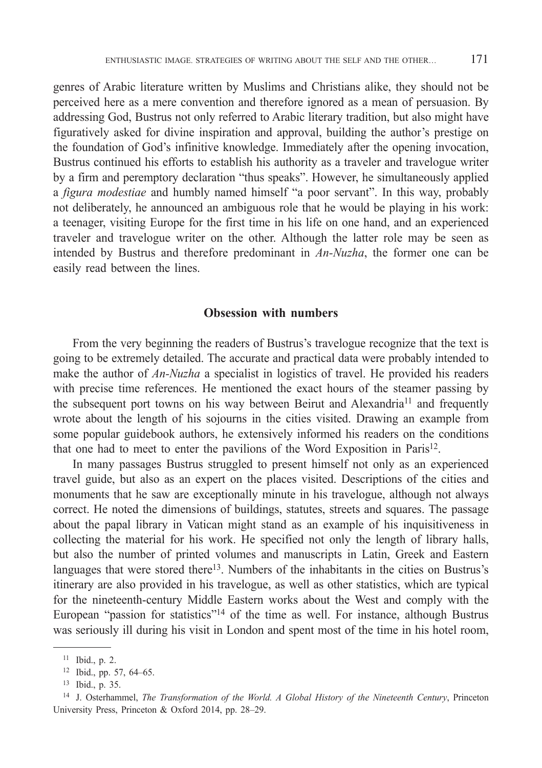genres of Arabic literature written by Muslims and Christians alike, they should not be perceived here as a mere convention and therefore ignored as a mean of persuasion. By addressing God, Bustrus not only referred to Arabic literary tradition, but also might have figuratively asked for divine inspiration and approval, building the author's prestige on the foundation of God's infinitive knowledge. Immediately after the opening invocation, Bustrus continued his efforts to establish his authority as a traveler and travelogue writer by a firm and peremptory declaration "thus speaks". However, he simultaneously applied a *figura modestiae* and humbly named himself "a poor servant". In this way, probably not deliberately, he announced an ambiguous role that he would be playing in his work: a teenager, visiting Europe for the first time in his life on one hand, and an experienced traveler and travelogue writer on the other. Although the latter role may be seen as intended by Bustrus and therefore predominant in *An-Nuzha*, the former one can be easily read between the lines.

## Obsession with numbers

From the very beginning the readers of Bustrus's travelogue recognize that the text is going to be extremely detailed. The accurate and practical data were probably intended to make the author of *An-Nuzha* a specialist in logistics of travel. He provided his readers with precise time references. He mentioned the exact hours of the steamer passing by the subsequent port towns on his way between Beirut and Alexandria[11] and frequently wrote about the length of his sojourns in the cities visited. Drawing an example from some popular guidebook authors, he extensively informed his readers on the conditions that one had to meet to enter the pavilions of the Word Exposition in Paris[12].

In many passages Bustrus struggled to present himself not only as an experienced travel guide, but also as an expert on the places visited. Descriptions of the cities and monuments that he saw are exceptionally minute in his travelogue, although not always correct. He noted the dimensions of buildings, statutes, streets and squares. The passage about the papal library in Vatican might stand as an example of his inquisitiveness in collecting the material for his work. He specified not only the length of library halls, but also the number of printed volumes and manuscripts in Latin, Greek and Eastern languages that were stored there[13]. Numbers of the inhabitants in the cities on Bustrus's itinerary are also provided in his travelogue, as well as other statistics, which are typical for the nineteenth-century Middle Eastern works about the West and comply with the European "passion for statistics"[14] of the time as well. For instance, although Bustrus was seriously ill during his visit in London and spent most of the time in his hotel room,

---

[11] Ibid., p. 2.

[12] Ibid., pp. 57, 64–65.

[13] Ibid., p. 35.

[14] J. Osterhammel, *The Transformation of the World. A Global History of the Nineteenth Century*, Princeton University Press, Princeton & Oxford 2014, pp. 28–29.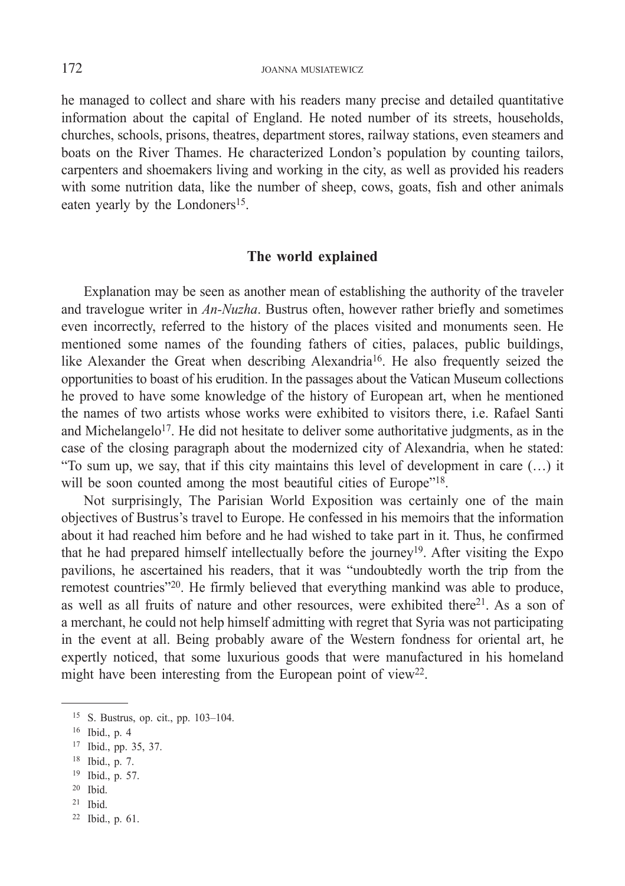he managed to collect and share with his readers many precise and detailed quantitative information about the capital of England. He noted number of its streets, households, churches, schools, prisons, theatres, department stores, railway stations, even steamers and boats on the River Thames. He characterized London's population by counting tailors, carpenters and shoemakers living and working in the city, as well as provided his readers with some nutrition data, like the number of sheep, cows, goats, fish and other animals eaten yearly by the Londoners[15].

## The world explained

Explanation may be seen as another mean of establishing the authority of the traveler and travelogue writer in *An-Nuzha*. Bustrus often, however rather briefly and sometimes even incorrectly, referred to the history of the places visited and monuments seen. He mentioned some names of the founding fathers of cities, palaces, public buildings, like Alexander the Great when describing Alexandria[16]. He also frequently seized the opportunities to boast of his erudition. In the passages about the Vatican Museum collections he proved to have some knowledge of the history of European art, when he mentioned the names of two artists whose works were exhibited to visitors there, i.e. Rafael Santi and Michelangelo[17]. He did not hesitate to deliver some authoritative judgments, as in the case of the closing paragraph about the modernized city of Alexandria, when he stated: "To sum up, we say, that if this city maintains this level of development in care (…) it will be soon counted among the most beautiful cities of Europe"[18].

Not surprisingly, The Parisian World Exposition was certainly one of the main objectives of Bustrus's travel to Europe. He confessed in his memoirs that the information about it had reached him before and he had wished to take part in it. Thus, he confirmed that he had prepared himself intellectually before the journey[19]. After visiting the Expo pavilions, he ascertained his readers, that it was "undoubtedly worth the trip from the remotest countries"[20]. He firmly believed that everything mankind was able to produce, as well as all fruits of nature and other resources, were exhibited there[21]. As a son of a merchant, he could not help himself admitting with regret that Syria was not participating in the event at all. Being probably aware of the Western fondness for oriental art, he expertly noticed, that some luxurious goods that were manufactured in his homeland might have been interesting from the European point of view[22].

---

[15] S. Bustrus, op. cit., pp. 103–104.

[16] Ibid., p. 4

[17] Ibid., pp. 35, 37.

[18] Ibid., p. 7.

[19] Ibid., p. 57.

[20] Ibid.

[21] Ibid.

[22] Ibid., p. 61.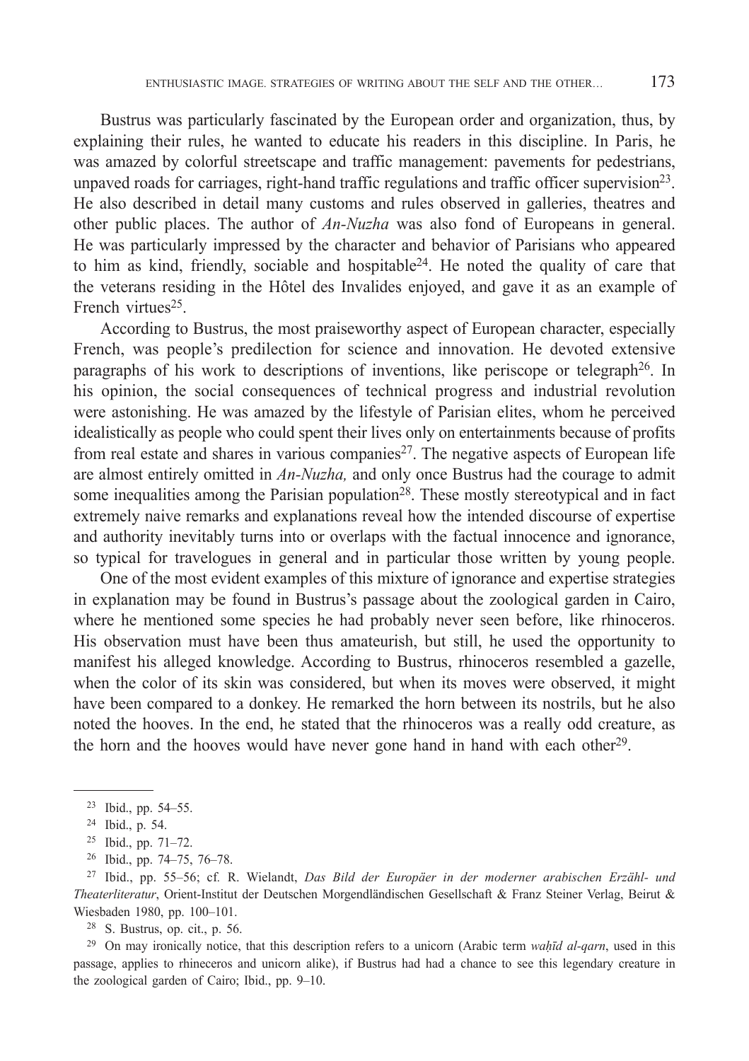Bustrus was particularly fascinated by the European order and organization, thus, by explaining their rules, he wanted to educate his readers in this discipline. In Paris, he was amazed by colorful streetscape and traffic management: pavements for pedestrians, unpaved roads for carriages, right-hand traffic regulations and traffic officer supervision[23]. He also described in detail many customs and rules observed in galleries, theatres and other public places. The author of *An-Nuzha* was also fond of Europeans in general. He was particularly impressed by the character and behavior of Parisians who appeared to him as kind, friendly, sociable and hospitable[24]. He noted the quality of care that the veterans residing in the Hôtel des Invalides enjoyed, and gave it as an example of French virtues[25].

According to Bustrus, the most praiseworthy aspect of European character, especially French, was people's predilection for science and innovation. He devoted extensive paragraphs of his work to descriptions of inventions, like periscope or telegraph[26]. In his opinion, the social consequences of technical progress and industrial revolution were astonishing. He was amazed by the lifestyle of Parisian elites, whom he perceived idealistically as people who could spent their lives only on entertainments because of profits from real estate and shares in various companies[27]. The negative aspects of European life are almost entirely omitted in *An-Nuzha,* and only once Bustrus had the courage to admit some inequalities among the Parisian population[28]. These mostly stereotypical and in fact extremely naive remarks and explanations reveal how the intended discourse of expertise and authority inevitably turns into or overlaps with the factual innocence and ignorance, so typical for travelogues in general and in particular those written by young people.

One of the most evident examples of this mixture of ignorance and expertise strategies in explanation may be found in Bustrus's passage about the zoological garden in Cairo, where he mentioned some species he had probably never seen before, like rhinoceros. His observation must have been thus amateurish, but still, he used the opportunity to manifest his alleged knowledge. According to Bustrus, rhinoceros resembled a gazelle, when the color of its skin was considered, but when its moves were observed, it might have been compared to a donkey. He remarked the horn between its nostrils, but he also noted the hooves. In the end, he stated that the rhinoceros was a really odd creature, as the horn and the hooves would have never gone hand in hand with each other[29].

---

[23] Ibid., pp. 54–55.

[24] Ibid., p. 54.

[25] Ibid., pp. 71–72.

[26] Ibid., pp. 74–75, 76–78.

[27] Ibid., pp. 55–56; cf. R. Wielandt, *Das Bild der Europäer in der moderner arabischen Erzähl- und Theaterliteratur*, Orient-Institut der Deutschen Morgendländischen Gesellschaft & Franz Steiner Verlag, Beirut & Wiesbaden 1980, pp. 100–101.

[28] S. Bustrus, op. cit., p. 56.

[29] On may ironically notice, that this description refers to a unicorn (Arabic term *waḥīd al-qarn*, used in this passage, applies to rhineceros and unicorn alike), if Bustrus had had a chance to see this legendary creature in the zoological garden of Cairo; Ibid., pp. 9–10.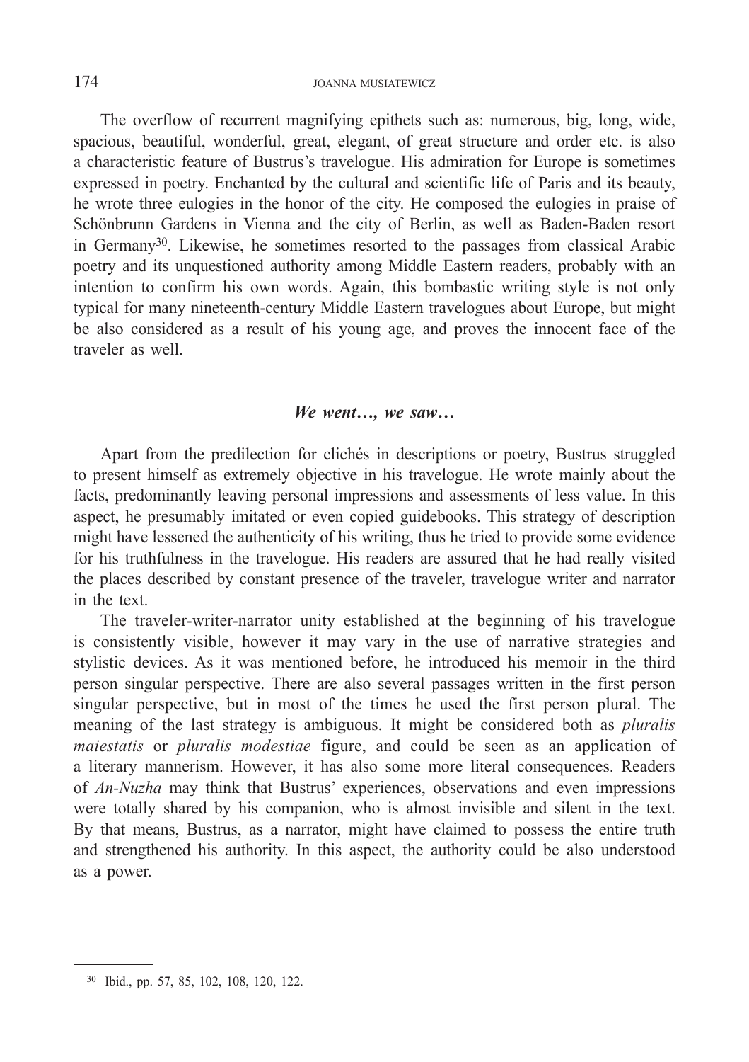The overflow of recurrent magnifying epithets such as: numerous, big, long, wide, spacious, beautiful, wonderful, great, elegant, of great structure and order etc. is also a characteristic feature of Bustrus's travelogue. His admiration for Europe is sometimes expressed in poetry. Enchanted by the cultural and scientific life of Paris and its beauty, he wrote three eulogies in the honor of the city. He composed the eulogies in praise of Schönbrunn Gardens in Vienna and the city of Berlin, as well as Baden-Baden resort in Germany[30]. Likewise, he sometimes resorted to the passages from classical Arabic poetry and its unquestioned authority among Middle Eastern readers, probably with an intention to confirm his own words. Again, this bombastic writing style is not only typical for many nineteenth-century Middle Eastern travelogues about Europe, but might be also considered as a result of his young age, and proves the innocent face of the traveler as well.

### *We went…, we saw…*

Apart from the predilection for clichés in descriptions or poetry, Bustrus struggled to present himself as extremely objective in his travelogue. He wrote mainly about the facts, predominantly leaving personal impressions and assessments of less value. In this aspect, he presumably imitated or even copied guidebooks. This strategy of description might have lessened the authenticity of his writing, thus he tried to provide some evidence for his truthfulness in the travelogue. His readers are assured that he had really visited the places described by constant presence of the traveler, travelogue writer and narrator in the text.

The traveler-writer-narrator unity established at the beginning of his travelogue is consistently visible, however it may vary in the use of narrative strategies and stylistic devices. As it was mentioned before, he introduced his memoir in the third person singular perspective. There are also several passages written in the first person singular perspective, but in most of the times he used the first person plural. The meaning of the last strategy is ambiguous. It might be considered both as *pluralis maiestatis* or *pluralis modestiae* figure, and could be seen as an application of a literary mannerism. However, it has also some more literal consequences. Readers of *An-Nuzha* may think that Bustrus' experiences, observations and even impressions were totally shared by his companion, who is almost invisible and silent in the text. By that means, Bustrus, as a narrator, might have claimed to possess the entire truth and strengthened his authority. In this aspect, the authority could be also understood as a power.

---

[30] Ibid., pp. 57, 85, 102, 108, 120, 122.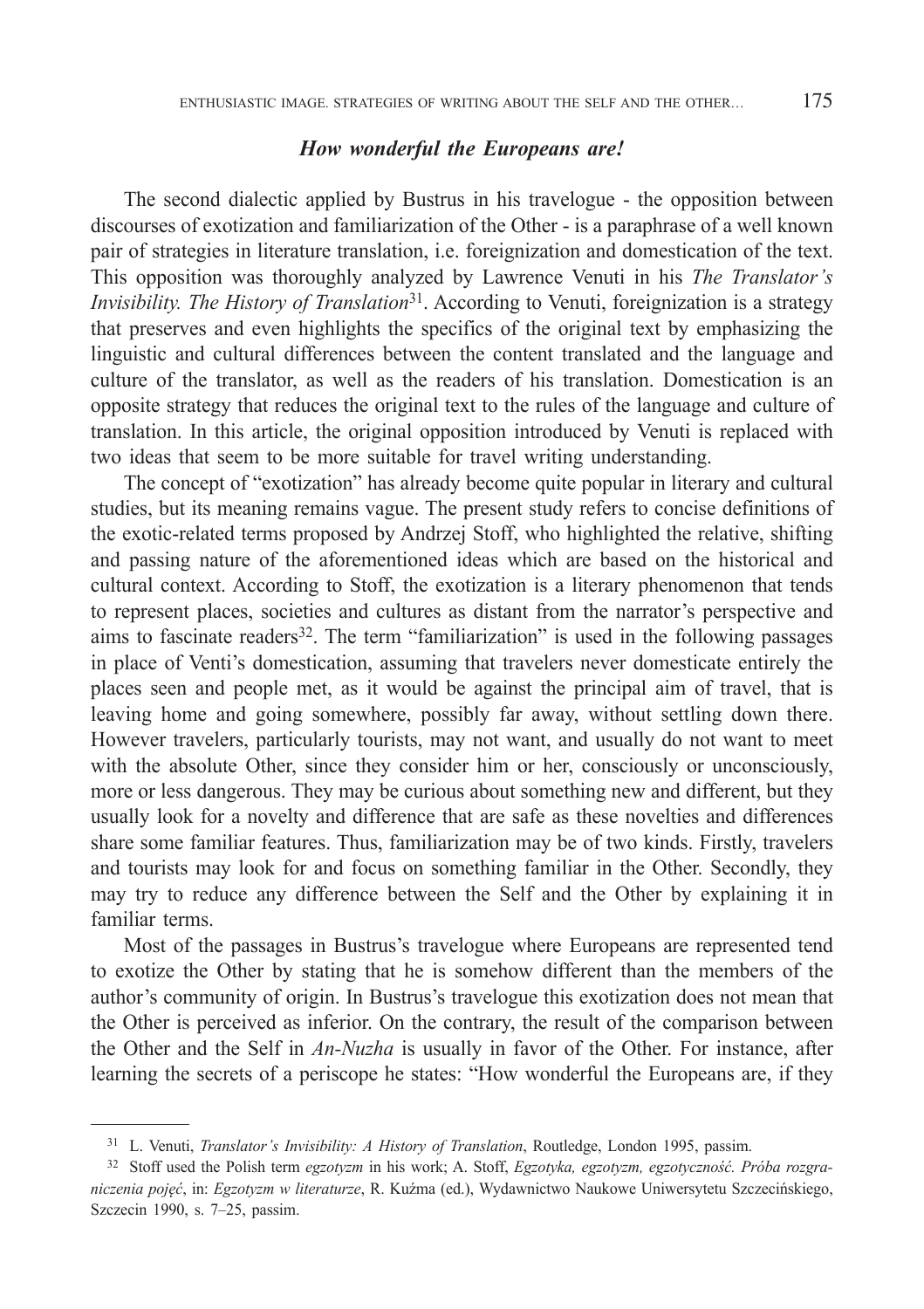### *How wonderful the Europeans are!*

The second dialectic applied by Bustrus in his travelogue - the opposition between discourses of exotization and familiarization of the Other - is a paraphrase of a well known pair of strategies in literature translation, i.e. foreignization and domestication of the text. This opposition was thoroughly analyzed by Lawrence Venuti in his *The Translator's Invisibility. The History of Translation*[31]. According to Venuti, foreignization is a strategy that preserves and even highlights the specifics of the original text by emphasizing the linguistic and cultural differences between the content translated and the language and culture of the translator, as well as the readers of his translation. Domestication is an opposite strategy that reduces the original text to the rules of the language and culture of translation. In this article, the original opposition introduced by Venuti is replaced with two ideas that seem to be more suitable for travel writing understanding.

The concept of "exotization" has already become quite popular in literary and cultural studies, but its meaning remains vague. The present study refers to concise definitions of the exotic-related terms proposed by Andrzej Stoff, who highlighted the relative, shifting and passing nature of the aforementioned ideas which are based on the historical and cultural context. According to Stoff, the exotization is a literary phenomenon that tends to represent places, societies and cultures as distant from the narrator's perspective and aims to fascinate readers[32]. The term "familiarization" is used in the following passages in place of Venti's domestication, assuming that travelers never domesticate entirely the places seen and people met, as it would be against the principal aim of travel, that is leaving home and going somewhere, possibly far away, without settling down there. However travelers, particularly tourists, may not want, and usually do not want to meet with the absolute Other, since they consider him or her, consciously or unconsciously, more or less dangerous. They may be curious about something new and different, but they usually look for a novelty and difference that are safe as these novelties and differences share some familiar features. Thus, familiarization may be of two kinds. Firstly, travelers and tourists may look for and focus on something familiar in the Other. Secondly, they may try to reduce any difference between the Self and the Other by explaining it in familiar terms.

Most of the passages in Bustrus's travelogue where Europeans are represented tend to exotize the Other by stating that he is somehow different than the members of the author's community of origin. In Bustrus's travelogue this exotization does not mean that the Other is perceived as inferior. On the contrary, the result of the comparison between the Other and the Self in *An-Nuzha* is usually in favor of the Other. For instance, after learning the secrets of a periscope he states: "How wonderful the Europeans are, if they

---

[31] L. Venuti, *Translator's Invisibility: A History of Translation*, Routledge, London 1995, passim.

[32] Stoff used the Polish term *egzotyzm* in his work; A. Stoff, *Egzotyka, egzotyzm, egzotyczność. Próba rozgraniczenia pojęć*, in: *Egzotyzm w literaturze*, R. Kuźma (ed.), Wydawnictwo Naukowe Uniwersytetu Szczecińskiego, Szczecin 1990, s. 7–25, passim.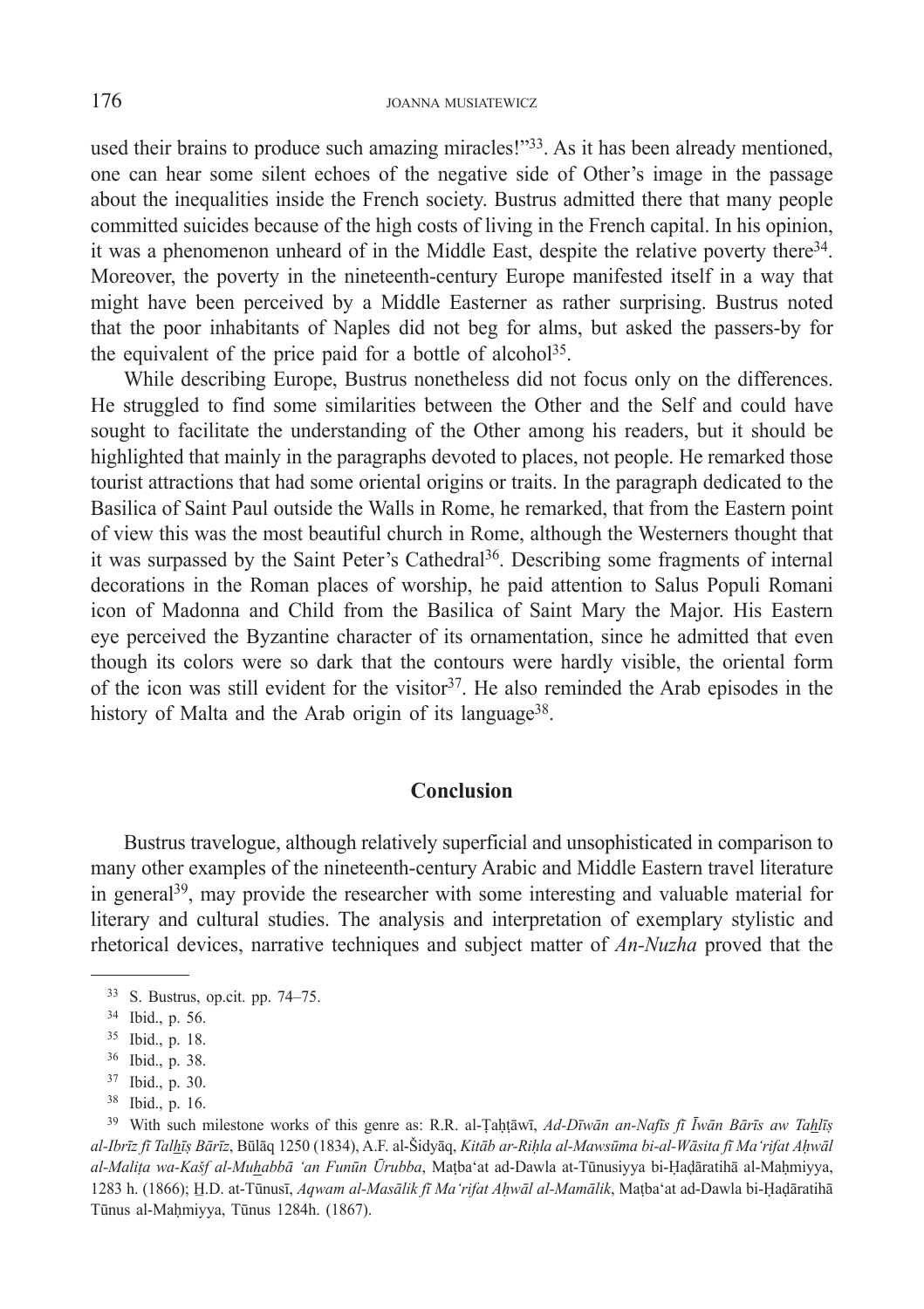used their brains to produce such amazing miracles!"[33]. As it has been already mentioned, one can hear some silent echoes of the negative side of Other's image in the passage about the inequalities inside the French society. Bustrus admitted there that many people committed suicides because of the high costs of living in the French capital. In his opinion, it was a phenomenon unheard of in the Middle East, despite the relative poverty there[34]. Moreover, the poverty in the nineteenth-century Europe manifested itself in a way that might have been perceived by a Middle Easterner as rather surprising. Bustrus noted that the poor inhabitants of Naples did not beg for alms, but asked the passers-by for the equivalent of the price paid for a bottle of alcohol[35].

While describing Europe, Bustrus nonetheless did not focus only on the differences. He struggled to find some similarities between the Other and the Self and could have sought to facilitate the understanding of the Other among his readers, but it should be highlighted that mainly in the paragraphs devoted to places, not people. He remarked those tourist attractions that had some oriental origins or traits. In the paragraph dedicated to the Basilica of Saint Paul outside the Walls in Rome, he remarked, that from the Eastern point of view this was the most beautiful church in Rome, although the Westerners thought that it was surpassed by the Saint Peter's Cathedral[36]. Describing some fragments of internal decorations in the Roman places of worship, he paid attention to Salus Populi Romani icon of Madonna and Child from the Basilica of Saint Mary the Major. His Eastern eye perceived the Byzantine character of its ornamentation, since he admitted that even though its colors were so dark that the contours were hardly visible, the oriental form of the icon was still evident for the visitor[37]. He also reminded the Arab episodes in the history of Malta and the Arab origin of its language[38].

## Conclusion

Bustrus travelogue, although relatively superficial and unsophisticated in comparison to many other examples of the nineteenth-century Arabic and Middle Eastern travel literature in general[39], may provide the researcher with some interesting and valuable material for literary and cultural studies. The analysis and interpretation of exemplary stylistic and rhetorical devices, narrative techniques and subject matter of *An-Nuzha* proved that the

---

[33] S. Bustrus, op.cit. pp. 74–75.

[34] Ibid., p. 56.

[35] Ibid., p. 18.

[36] Ibid., p. 38.

[37] Ibid., p. 30.

[38] Ibid., p. 16.

[39] With such milestone works of this genre as: R.R. al-Ṭaḥṭāwī, *Ad-Dīwān an-Nafīs fī Īwān Bārīs aw Taḫlīṣ al-Ibrīz fī Talḫīṣ Bārīz*, Būlāq 1250 (1834), A.F. al-Šidyāq, *Kitāb ar-Riḥla al-Mawsūma bi-al-Wāsita fī Ma'rifat Aḥwāl al-Maliṭa wa-Kašf al-Muḫabbā 'an Funūn Ūrubba*, Maṭba'at ad-Dawla at-Tūnusiyya bi-Ḥaḍāratihā al-Maḥmiyya, 1283 h. (1866); Ḫ.D. at-Tūnusī, *Aqwam al-Masālik fī Ma'rifat Aḥwāl al-Mamālik*, Maṭba'at ad-Dawla bi-Ḥaḍāratihā Tūnus al-Maḥmiyya, Tūnus 1284h. (1867).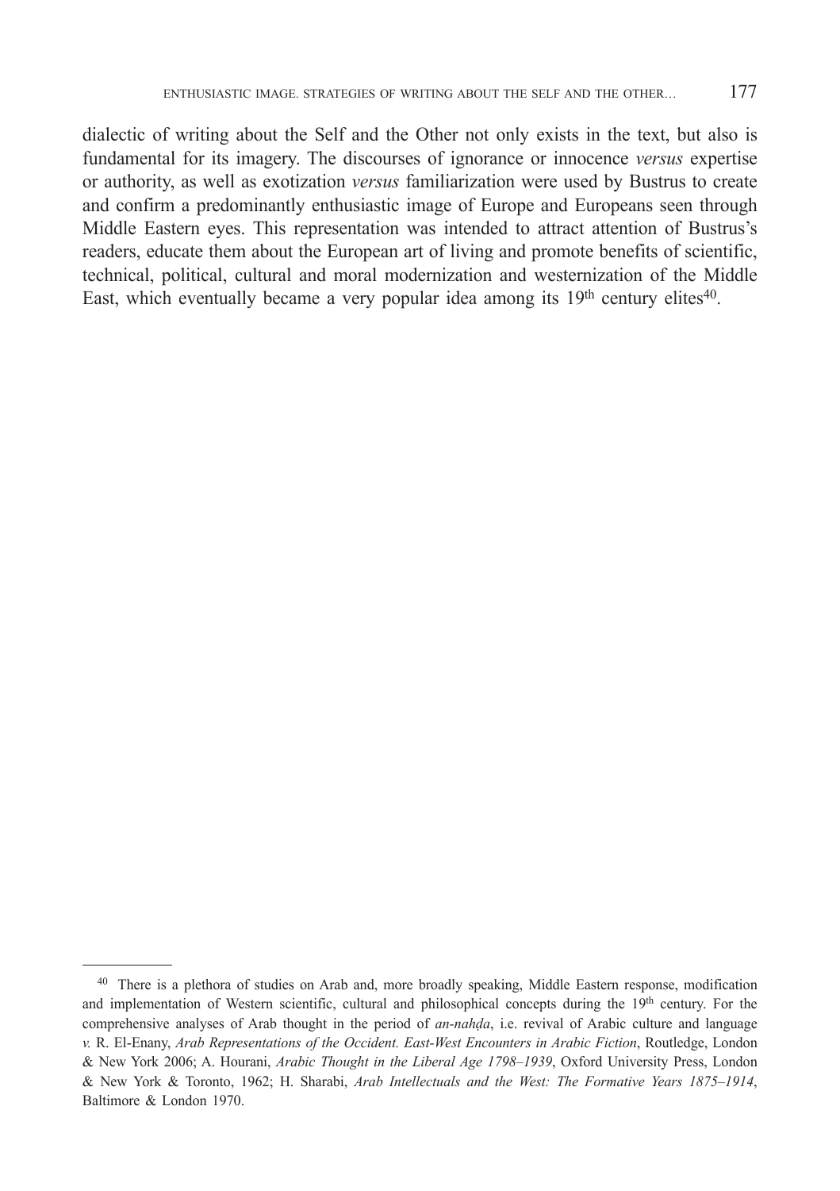dialectic of writing about the Self and the Other not only exists in the text, but also is fundamental for its imagery. The discourses of ignorance or innocence *versus* expertise or authority, as well as exotization *versus* familiarization were used by Bustrus to create and confirm a predominantly enthusiastic image of Europe and Europeans seen through Middle Eastern eyes. This representation was intended to attract attention of Bustrus's readers, educate them about the European art of living and promote benefits of scientific, technical, political, cultural and moral modernization and westernization of the Middle East, which eventually became a very popular idea among its 19th century elites[40].

---

[40] There is a plethora of studies on Arab and, more broadly speaking, Middle Eastern response, modification and implementation of Western scientific, cultural and philosophical concepts during the 19th century. For the comprehensive analyses of Arab thought in the period of *an-nahḍa*, i.e. revival of Arabic culture and language *v.* R. El-Enany, *Arab Representations of the Occident. East-West Encounters in Arabic Fiction*, Routledge, London & New York 2006; A. Hourani, *Arabic Thought in the Liberal Age 1798–1939*, Oxford University Press, London & New York & Toronto, 1962; H. Sharabi, *Arab Intellectuals and the West: The Formative Years 1875–1914*, Baltimore & London 1970.